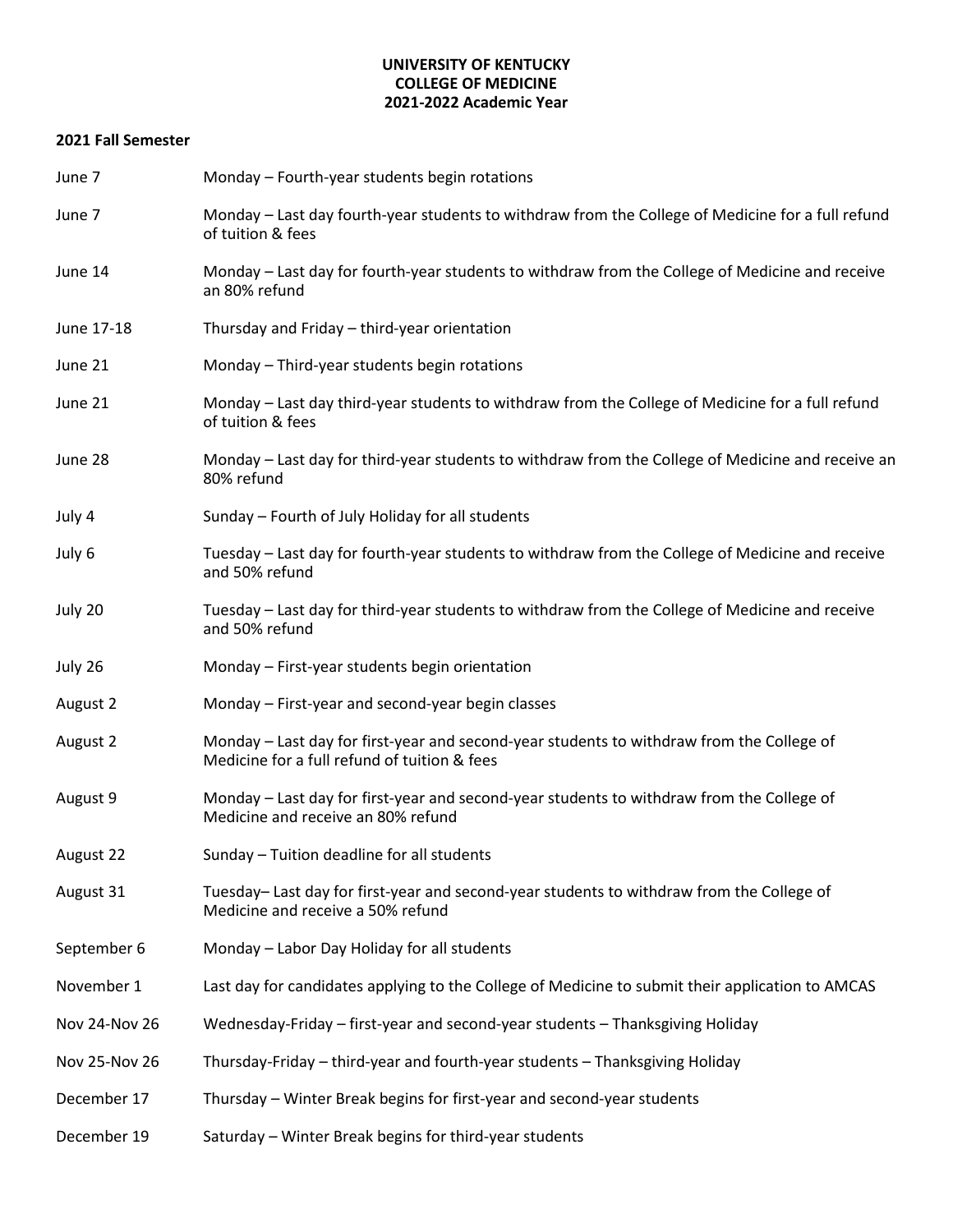**UNIVERSITY OF KENTUCKY**
**COLLEGE OF MEDICINE**
**2021-2022 Academic Year**

**2021 Fall Semester**

| | |
|---|---|
| June 7 | Monday – Fourth-year students begin rotations |
| June 7 | Monday – Last day fourth-year students to withdraw from the College of Medicine for a full refund of tuition & fees |
| June 14 | Monday – Last day for fourth-year students to withdraw from the College of Medicine and receive an 80% refund |
| June 17-18 | Thursday and Friday – third-year orientation |
| June 21 | Monday – Third-year students begin rotations |
| June 21 | Monday – Last day third-year students to withdraw from the College of Medicine for a full refund of tuition & fees |
| June 28 | Monday – Last day for third-year students to withdraw from the College of Medicine and receive an 80% refund |
| July 4 | Sunday – Fourth of July Holiday for all students |
| July 6 | Tuesday – Last day for fourth-year students to withdraw from the College of Medicine and receive and 50% refund |
| July 20 | Tuesday – Last day for third-year students to withdraw from the College of Medicine and receive and 50% refund |
| July 26 | Monday – First-year students begin orientation |
| August 2 | Monday – First-year and second-year begin classes |
| August 2 | Monday – Last day for first-year and second-year students to withdraw from the College of Medicine for a full refund of tuition & fees |
| August 9 | Monday – Last day for first-year and second-year students to withdraw from the College of Medicine and receive an 80% refund |
| August 22 | Sunday – Tuition deadline for all students |
| August 31 | Tuesday– Last day for first-year and second-year students to withdraw from the College of Medicine and receive a 50% refund |
| September 6 | Monday – Labor Day Holiday for all students |
| November 1 | Last day for candidates applying to the College of Medicine to submit their application to AMCAS |
| Nov 24-Nov 26 | Wednesday-Friday – first-year and second-year students – Thanksgiving Holiday |
| Nov 25-Nov 26 | Thursday-Friday – third-year and fourth-year students – Thanksgiving Holiday |
| December 17 | Thursday – Winter Break begins for first-year and second-year students |
| December 19 | Saturday – Winter Break begins for third-year students |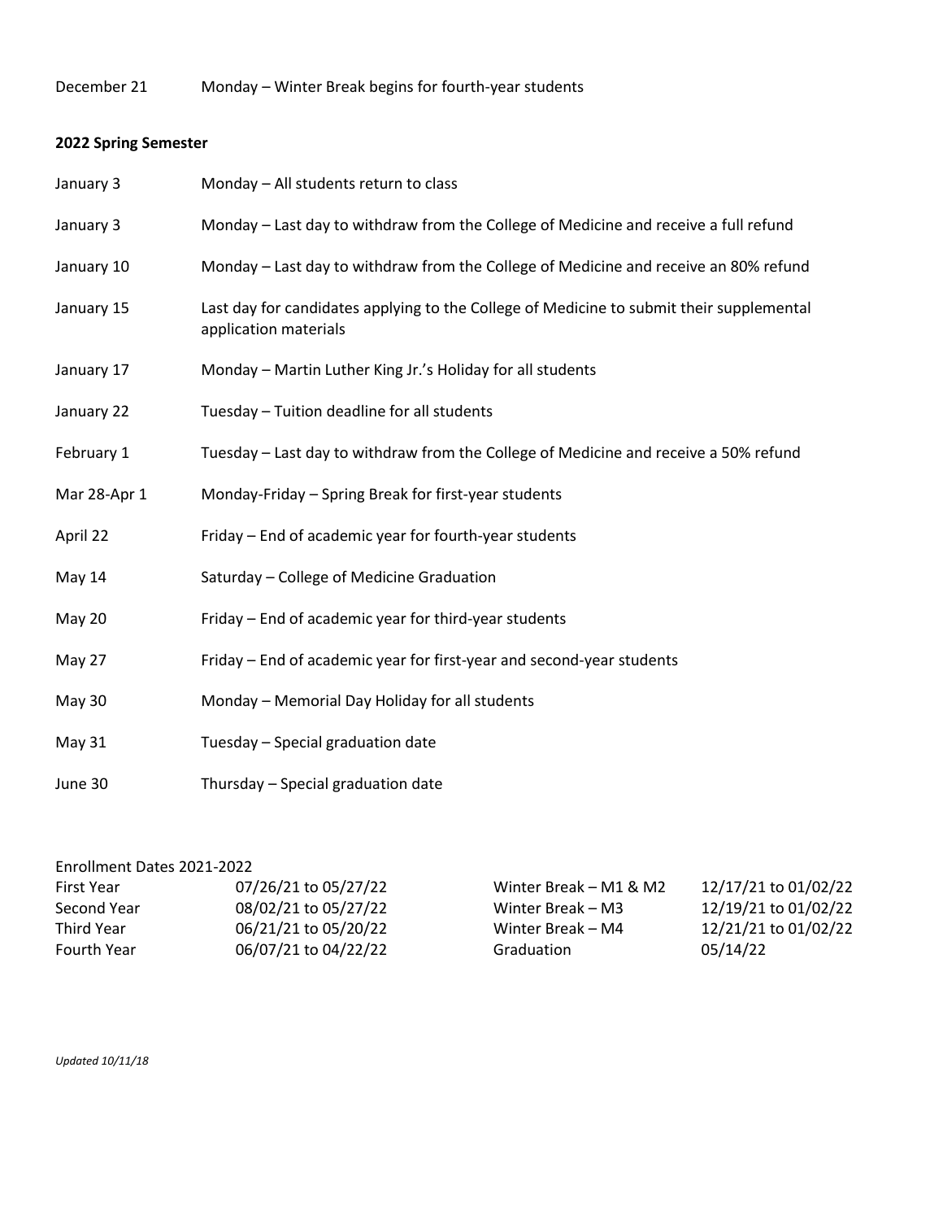December 21 Monday – Winter Break begins for fourth-year students

**2022 Spring Semester**

| | |
|---|---|
| January 3 | Monday – All students return to class |
| January 3 | Monday – Last day to withdraw from the College of Medicine and receive a full refund |
| January 10 | Monday – Last day to withdraw from the College of Medicine and receive an 80% refund |
| January 15 | Last day for candidates applying to the College of Medicine to submit their supplemental application materials |
| January 17 | Monday – Martin Luther King Jr.'s Holiday for all students |
| January 22 | Tuesday – Tuition deadline for all students |
| February 1 | Tuesday – Last day to withdraw from the College of Medicine and receive a 50% refund |
| Mar 28-Apr 1 | Monday-Friday – Spring Break for first-year students |
| April 22 | Friday – End of academic year for fourth-year students |
| May 14 | Saturday – College of Medicine Graduation |
| May 20 | Friday – End of academic year for third-year students |
| May 27 | Friday – End of academic year for first-year and second-year students |
| May 30 | Monday – Memorial Day Holiday for all students |
| May 31 | Tuesday – Special graduation date |
| June 30 | Thursday – Special graduation date |

Enrollment Dates 2021-2022

| | | | |
|---|---|---|---|
| First Year | 07/26/21 to 05/27/22 | Winter Break – M1 & M2 | 12/17/21 to 01/02/22 |
| Second Year | 08/02/21 to 05/27/22 | Winter Break – M3 | 12/19/21 to 01/02/22 |
| Third Year | 06/21/21 to 05/20/22 | Winter Break – M4 | 12/21/21 to 01/02/22 |
| Fourth Year | 06/07/21 to 04/22/22 | Graduation | 05/14/22 |

*Updated 10/11/18*